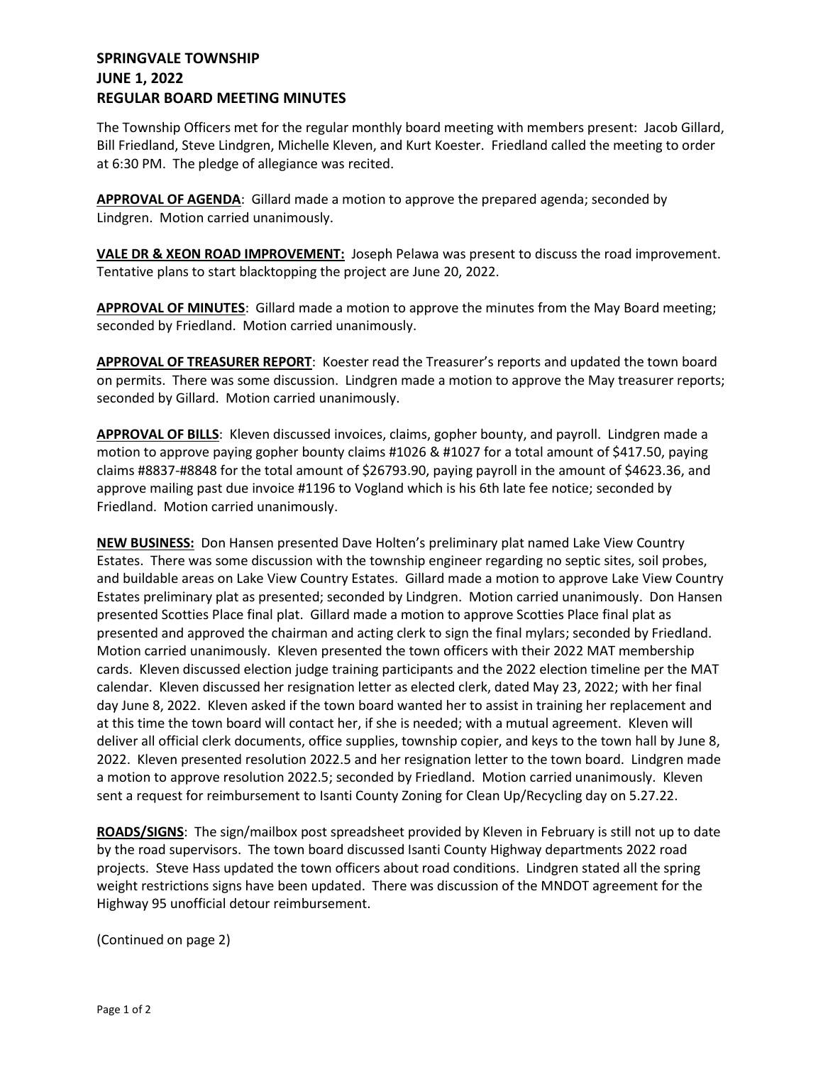**SPRINGVALE TOWNSHIP**
**JUNE 1, 2022**
**REGULAR BOARD MEETING MINUTES**

The Township Officers met for the regular monthly board meeting with members present: Jacob Gillard, Bill Friedland, Steve Lindgren, Michelle Kleven, and Kurt Koester. Friedland called the meeting to order at 6:30 PM. The pledge of allegiance was recited.

**APPROVAL OF AGENDA**: Gillard made a motion to approve the prepared agenda; seconded by Lindgren. Motion carried unanimously.

**VALE DR & XEON ROAD IMPROVEMENT:** Joseph Pelawa was present to discuss the road improvement. Tentative plans to start blacktopping the project are June 20, 2022.

**APPROVAL OF MINUTES**: Gillard made a motion to approve the minutes from the May Board meeting; seconded by Friedland. Motion carried unanimously.

**APPROVAL OF TREASURER REPORT**: Koester read the Treasurer's reports and updated the town board on permits. There was some discussion. Lindgren made a motion to approve the May treasurer reports; seconded by Gillard. Motion carried unanimously.

**APPROVAL OF BILLS**: Kleven discussed invoices, claims, gopher bounty, and payroll. Lindgren made a motion to approve paying gopher bounty claims #1026 & #1027 for a total amount of $417.50, paying claims #8837-#8848 for the total amount of $26793.90, paying payroll in the amount of $4623.36, and approve mailing past due invoice #1196 to Vogland which is his 6th late fee notice; seconded by Friedland. Motion carried unanimously.

**NEW BUSINESS:** Don Hansen presented Dave Holten's preliminary plat named Lake View Country Estates. There was some discussion with the township engineer regarding no septic sites, soil probes, and buildable areas on Lake View Country Estates. Gillard made a motion to approve Lake View Country Estates preliminary plat as presented; seconded by Lindgren. Motion carried unanimously. Don Hansen presented Scotties Place final plat. Gillard made a motion to approve Scotties Place final plat as presented and approved the chairman and acting clerk to sign the final mylars; seconded by Friedland. Motion carried unanimously. Kleven presented the town officers with their 2022 MAT membership cards. Kleven discussed election judge training participants and the 2022 election timeline per the MAT calendar. Kleven discussed her resignation letter as elected clerk, dated May 23, 2022; with her final day June 8, 2022. Kleven asked if the town board wanted her to assist in training her replacement and at this time the town board will contact her, if she is needed; with a mutual agreement. Kleven will deliver all official clerk documents, office supplies, township copier, and keys to the town hall by June 8, 2022. Kleven presented resolution 2022.5 and her resignation letter to the town board. Lindgren made a motion to approve resolution 2022.5; seconded by Friedland. Motion carried unanimously. Kleven sent a request for reimbursement to Isanti County Zoning for Clean Up/Recycling day on 5.27.22.

**ROADS/SIGNS**: The sign/mailbox post spreadsheet provided by Kleven in February is still not up to date by the road supervisors. The town board discussed Isanti County Highway departments 2022 road projects. Steve Hass updated the town officers about road conditions. Lindgren stated all the spring weight restrictions signs have been updated. There was discussion of the MNDOT agreement for the Highway 95 unofficial detour reimbursement.

(Continued on page 2)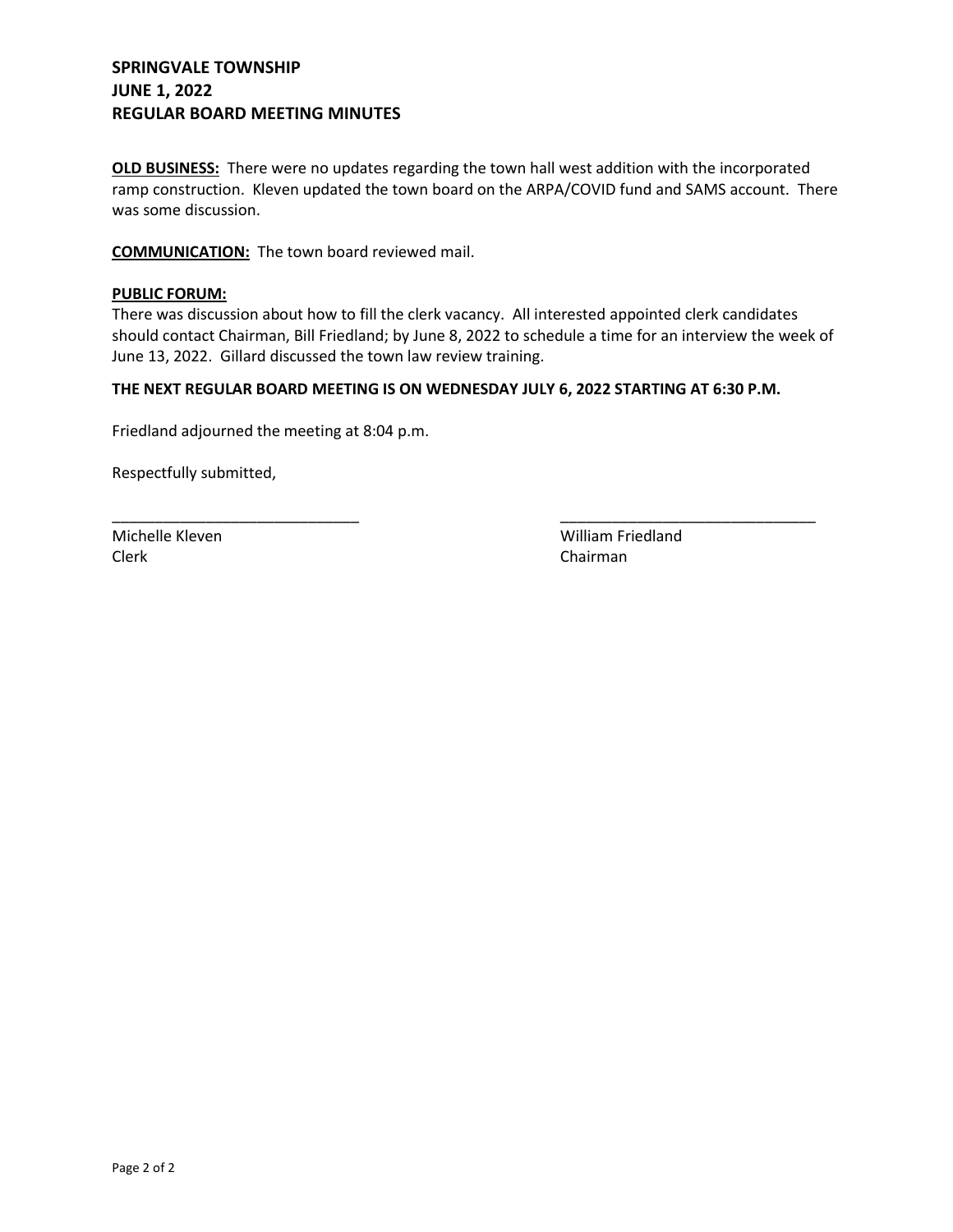**SPRINGVALE TOWNSHIP**
**JUNE 1, 2022**
**REGULAR BOARD MEETING MINUTES**

**OLD BUSINESS:** There were no updates regarding the town hall west addition with the incorporated ramp construction. Kleven updated the town board on the ARPA/COVID fund and SAMS account. There was some discussion.

**COMMUNICATION:** The town board reviewed mail.

**PUBLIC FORUM:**
There was discussion about how to fill the clerk vacancy. All interested appointed clerk candidates should contact Chairman, Bill Friedland; by June 8, 2022 to schedule a time for an interview the week of June 13, 2022. Gillard discussed the town law review training.

**THE NEXT REGULAR BOARD MEETING IS ON WEDNESDAY JULY 6, 2022 STARTING AT 6:30 P.M.**

Friedland adjourned the meeting at 8:04 p.m.

Respectfully submitted,

| | |
|---|---|
| ______________________________ | ______________________________ |
| Michelle Kleven | William Friedland |
| Clerk | Chairman |